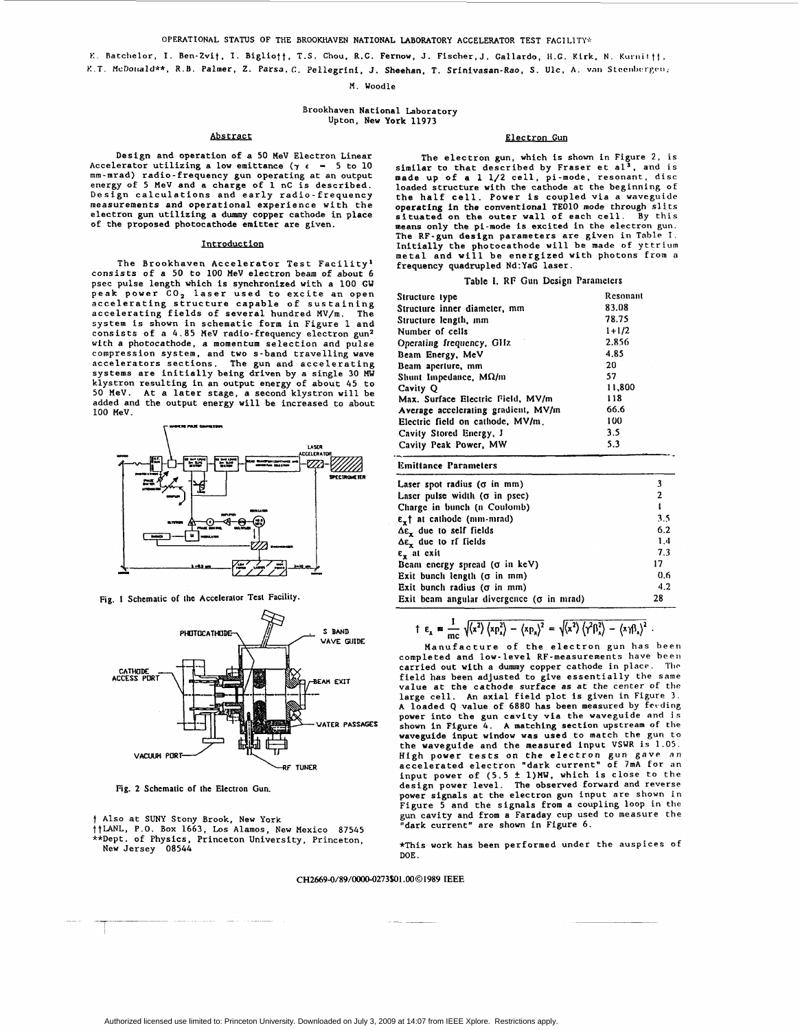# OPERATIONAL STATUS OF THE BROOKHAVEN NATIONAL LABORATORY ACCELERATOR TEST FACILITY*

K. Batchelor, I. Ben-Zvi†, I. Bigliott†, T.S. Chou, R.C. Fernow, J. Fischer, J. Gallardo, H.G. Kirk, N. Kurnit††, K.T. McDonald**, R.B. Palmer, Z. Parsa, C. Pellegrini, J. Sheehan, T. Srinivasan-Rao, S. Ulc, A. van Steenbergen, M. Woodle

Brookhaven National Laboratory
Upton, New York 11973

## Abstract

Design and operation of a 50 MeV Electron Linear Accelerator utilizing a low emittance ($\gamma \epsilon$ = 5 to 10 mm-mrad) radio-frequency gun operating at an output energy of 5 MeV and a charge of 1 nC is described. Design calculations and early radio-frequency measurements and operational experience with the electron gun utilizing a dummy copper cathode in place of the proposed photocathode emitter are given.

## Introduction

The Brookhaven Accelerator Test Facility[1] consists of a 50 to 100 MeV electron beam of about 6 psec pulse length which is synchronized with a 100 GW peak power $CO_2$ laser used to excite an open accelerating structure capable of sustaining accelerating fields of several hundred MV/m. The system is shown in schematic form in Figure 1 and consists of a 4.85 MeV radio-frequency electron gun[2] with a photocathode, a momentum selection and pulse compression system, and two s-band travelling wave accelerators sections. The gun and accelerating systems are initially being driven by a single 30 MW klystron resulting in an output energy of about 45 to 50 MeV. At a later stage, a second klystron will be added and the output energy will be increased to about 100 MeV.

Fig. 1 Schematic of the Accelerator Test Facility.

Fig. 2 Schematic of the Electron Gun.

† Also at SUNY Stony Brook, New York
†† LANL, P.O. Box 1663, Los Alamos, New Mexico 87545
** Dept. of Physics, Princeton University, Princeton, New Jersey 08544

## Electron Gun

The electron gun, which is shown in Figure 2, is similar to that described by Fraser et al[3], and is made up of a 1 1/2 cell, pi-mode, resonant, disc loaded structure with the cathode at the beginning of the half cell. Power is coupled via a waveguide operating in the conventional TE010 mode through slits situated on the outer wall of each cell. By this means only the pi-mode is excited in the electron gun. The RF-gun design parameters are given in Table I. Initially the photocathode will be made of yttrium metal and will be energized with photons from a frequency quadrupled Nd:YaG laser.

Table I. RF Gun Design Parameters

| Structure type | Resonant |
|---|---|
| Structure inner diameter, mm | 83.08 |
| Structure length, mm | 78.75 |
| Number of cells | 1+1/2 |
| Operating frequency, GHz | 2.856 |
| Beam Energy, MeV | 4.85 |
| Beam aperture, mm | 20 |
| Shunt Impedance, MΩ/m | 57 |
| Cavity Q | 11,800 |
| Max. Surface Electric Field, MV/m | 118 |
| Average accelerating gradient, MV/m | 66.6 |
| Electric field on cathode, MV/m | 100 |
| Cavity Stored Energy, J | 3.5 |
| Cavity Peak Power, MW | 5.3 |
| **Emittance Parameters** | |
| Laser spot radius (σ in mm) | 3 |
| Laser pulse width (σ in psec) | 2 |
| Charge in bunch (n Coulomb) | 1 |
| $\epsilon_x$† at cathode (mm-mrad) | 3.5 |
| $\Delta\epsilon_x$ due to self fields | 6.2 |
| $\Delta\epsilon_x$ due to rf fields | 1.4 |
| $\epsilon_x$ at exit | 7.3 |
| Beam energy spread (σ in keV) | 17 |
| Exit bunch length (σ in mm) | 0.6 |
| Exit bunch radius (σ in mm) | 4.2 |
| Exit beam angular divergence (σ in mrad) | 28 |

$$\dagger\ \epsilon_x \equiv \frac{1}{mc}\sqrt{\langle x^2\rangle\langle xp_x^2\rangle - \langle xp_x\rangle^2} = \sqrt{\langle x^2\rangle\langle \gamma^2\beta_x^2\rangle - \langle x\gamma\beta_x\rangle^2}\ .$$

Manufacture of the electron gun has been completed and low-level RF-measurements have been carried out with a dummy copper cathode in place. The field has been adjusted to give essentially the same value at the cathode surface as at the center of the large cell. An axial field plot is given in Figure 3. A loaded Q value of 6880 has been measured by feeding power into the gun cavity via the waveguide and is shown in Figure 4. A matching section upstream of the waveguide input window was used to match the gun to the waveguide and the measured input VSWR is 1.05. High power tests on the electron gun gave an accelerated electron "dark current" of 7mA for an input power of (5.5 ± 1)MW, which is close to the design power level. The observed forward and reverse power signals at the electron gun input are shown in Figure 5 and the signals from a coupling loop in the gun cavity and from a Faraday cup used to measure the "dark current" are shown in Figure 6.

*This work has been performed under the auspices of DOE.

CH2669-0/89/0000-0273$01.00©1989 IEEE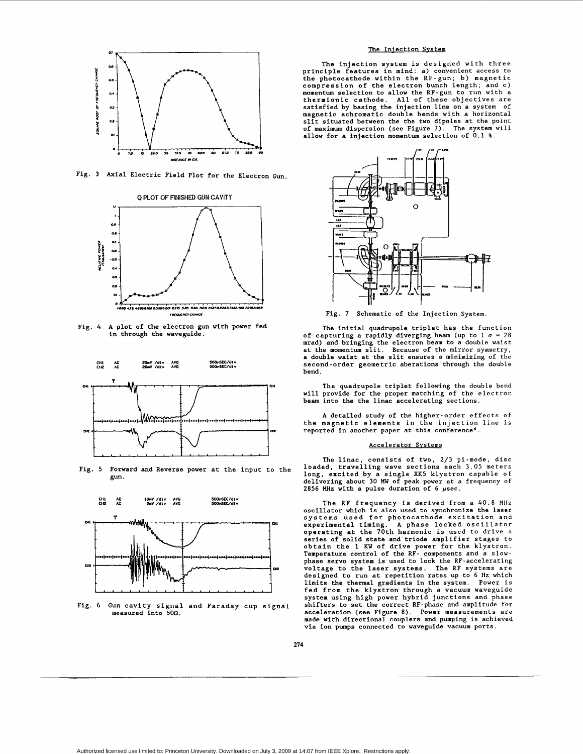Fig. 3 Axial Electric Field Plot for the Electron Gun.

Fig. 4 A plot of the electron gun with power fed in through the waveguide.

Fig. 5 Forward and Reverse power at the input to the gun.

Fig. 6 Gun cavity signal and Faraday cup signal measured into 50Ω.

### The Injection System

The injection system is designed with three principle features in mind: a) convenient access to the photocathode within the RF-gun; b) magnetic compression of the electron bunch length; and c) momentum selection to allow the RF-gun to run with a thermionic cathode. All of these objectives are satisfied by basing the injection line on a system of magnetic achromatic double bends with a horizontal slit situated between the the two dipoles at the point of maximum dispersion (see Figure 7). The system will allow for a injection momentum selection of 0.1 %.

Fig. 7 Schematic of the Injection System.

The initial quadrupole triplet has the function of capturing a rapidly diverging beam (up to 1 $\sigma$ = 28 mrad) and bringing the electron beam to a double waist at the momentum slit. Because of the mirror symmetry, a double waist at the slit ensures a minimizing of the second-order geometric aberations through the double bend.

The quadrupole triplet following the double bend will provide for the proper matching of the electron beam into the the linac accelerating sections.

A detailed study of the higher-order effects of the magnetic elements in the injection line is reported in another paper at this conference[4].

### Accelerator Systems

The linac, consists of two, 2/3 pi-mode, disc loaded, travelling wave sections each 3.05 meters long, excited by a single XK5 klystron capable of delivering about 30 MW of peak power at a frequency of 2856 MHz with a pulse duration of 6 $\mu$sec.

The RF frequency is derived from a 40.8 MHz oscillator which is also used to synchronize the laser systems used for photocathode excitation and experimental timing. A phase locked oscillator operating at the 70th harmonic is used to drive a series of solid state and triode amplifier stages to obtain the 1 KW of drive power for the klystron. Temperature control of the RF- components and a slow-phase servo system is used to lock the RF-accelerating voltage to the laser systems. The RF systems are designed to run at repetition rates up to 6 Hz which limits the thermal gradients in the system. Power is fed from the klystron through a vacuum waveguide system using high power hybrid junctions and phase shifters to set the correct RF-phase and amplitude for acceleration (see Figure 8). Power measurements are made with directional couplers and pumping is achieved via ion pumps connected to waveguide vacuum ports.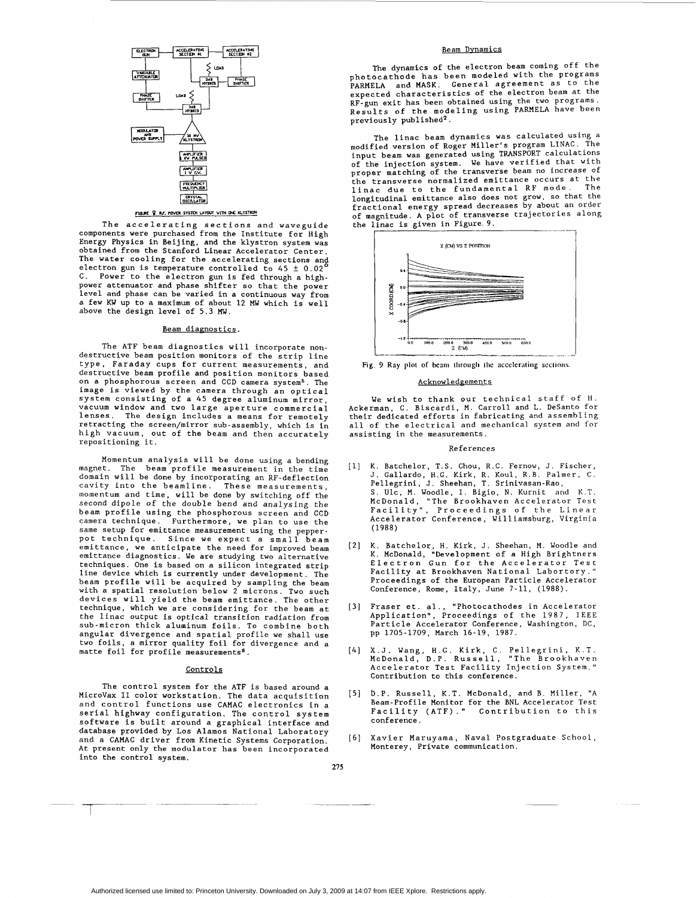ELECTRON GUN

ACCELERATING SECTION #1

ACCELERATING SECTION #2

LOAD

VARIABLE ATTENUATOR

3dB HYBRID

PHASE SHIFTER

PHASE SHIFTER

LOAD

3dB HYBRID

MODULATOR AND POWER SUPPLY

30 MW KLYSTRON

AMPLIFIER 1 KV PULSED

AMPLIFIER 1 V CW.

FREQUENCY MULTIPLIER

CRYSTAL OSCILLATOR

FIGURE 8 R.F. POWER SYSTEM LAYOUT WITH ONE KLYSTRON

The accelerating sections and waveguide components were purchased from the Institute for High Energy Physics in Beijing, and the klystron system was obtained from the Stanford Linear Accelerator Center. The water cooling for the accelerating sections and electron gun is temperature controlled to $45 \pm 0.02^{\circ}$ C. Power to the electron gun is fed through a high-power attenuator and phase shifter so that the power level and phase can be varied in a continuous way from a few KW up to a maximum of about 12 MW which is well above the design level of 5.3 MW.

## Beam diagnostics.

The ATF beam diagnostics will incorporate non-destructive beam position monitors of the strip line type, Faraday cups for current measurements, and destructive beam profile and position monitors based on a phosphorous screen and CCD camera system[5]. The image is viewed by the camera through an optical system consisting of a 45 degree aluminum mirror, vacuum window and two large aperture commercial lenses. The design includes a means for remotely retracting the screen/mirror sub-assembly, which is in high vacuum, out of the beam and then accurately repositioning it.

Momentum analysis will be done using a bending magnet. The beam profile measurement in the time domain will be done by incorporating an RF-deflection cavity into the beamline. These measurements, momentum and time, will be done by switching off the second dipole of the double bend and analysing the beam profile using the phosphorous screen and CCD camera technique. Furthermore, we plan to use the same setup for emittance measurement using the pepper-pot technique. Since we expect a small beam emittance, we anticipate the need for improved beam emittance diagnostics. We are studying two alternative techniques. One is based on a silicon integrated strip line device which is currently under development. The beam profile will be acquired by sampling the beam with a spatial resolution below 2 microns. Two such devices will yield the beam emittance. The other technique, which we are considering for the beam at the linac output is optical transition radiation from sub-micron thick aluminum foils. To combine both angular divergence and spatial profile we shall use two foils, a mirror quality foil for divergence and a matte foil for profile measurements[6].

## Controls

The control system for the ATF is based around a MicroVax II color workstation. The data acquisition and control functions use CAMAC electronics in a serial highway configuration. The control system software is built around a graphical interface and database provided by Los Alamos National Laboratory and a CAMAC driver from Kinetic Systems Corporation. At present only the modulator has been incorporated into the control system.

## Beam Dynamics

The dynamics of the electron beam coming off the photocathode has been modeled with the programs PARMELA and MASK. General agreement as to the expected characteristics of the electron beam at the RF-gun exit has been obtained using the two programs. Results of the modeling using PARMELA have been previously published[2].

The linac beam dynamics was calculated using a modified version of Roger Miller's program LINAC. The input beam was generated using TRANSPORT calculations of the injection system. We have verified that with proper matching of the transverse beam no increase of the transverse normalized emittance occurs at the linac due to the fundamental RF mode. The longitudinal emittance also does not grow, so that the fractional energy spread decreases by about an order of magnitude. A plot of transverse trajectories along the linac is given in Figure 9.

X (CM) VS Z POSITION

X COORD(CM)

0.4

0.0

-0.4

-0.8

-1.2

0.0 1000 2000 3000 4000 5000 6000

Z (CM)

Fig. 9 Ray plot of beam through the accelerating sections.

## Acknowledgements

We wish to thank our technical staff of H. Ackerman, C. Biscardi, M. Carroll and L. DeSanto for their dedicated efforts in fabricating and assembling all of the electrical and mechanical system and for assisting in the measurements.

## References

[1] K. Batchelor, T.S. Chou, R.C. Fernow, J. Fischer, J. Gallardo, H.G. Kirk, R. Koul, R.B. Palmer, C. Pellegrini, J. Sheehan, T. Srinivasan-Rao, S. Ulc, M. Woodle, I. Bigio, N. Kurnit and K.T. McDonald, "The Brookhaven Accelerator Test Facility", Proceedings of the Linear Accelerator Conference, Williamsburg, Virginia (1988)

[2] K. Batchelor, H. Kirk, J. Sheehan, M. Woodle and K. McDonald, "Development of a High Brightners Electron Gun for the Accelerator Test Facility at Brookhaven National Labortory." Proceedings of the European Particle Accelerator Conference, Rome, Italy, June 7-11, (1988).

[3] Fraser et. al., "Photocathodes in Accelerator Application", Proceedings of the 1987, IEEE Particle Accelerator Conference, Washington, DC, pp 1705-1709, March 16-19, 1987.

[4] X.J. Wang, H.G. Kirk, C. Pellegrini, K.T. McDonald, D.P. Russell, "The Brookhaven Accelerator Test Facility Injection System." Contribution to this conference.

[5] D.P. Russell, K.T. McDonald, and B. Miller, "A Beam-Profile Monitor for the BNL Accelerator Test Facility (ATF)." Contribution to this conference.

[6] Xavier Maruyama, Naval Postgraduate School, Monterey, Private communication.